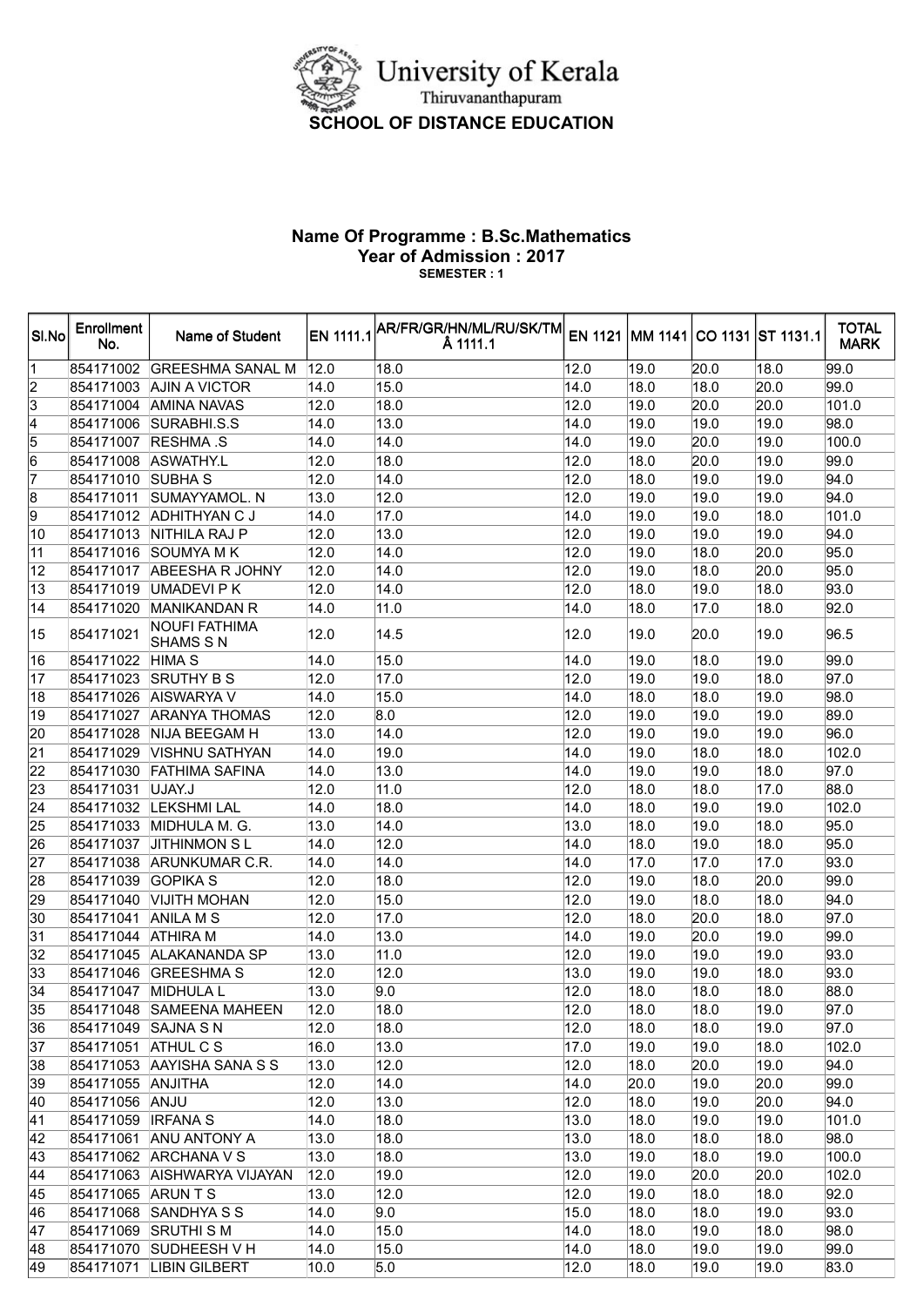# University of Kerala

Thiruvananthapuram

## SCHOOL OF DISTANCE EDUCATION

### Name Of Programme : B.Sc.Mathematics

### Year of Admission : 2017

**SEMESTER : 1**

| Sl.No | Enrollment No. | Name of Student | EN 1111.1 | AR/FR/GR/HN/ML/RU/SK/TM Å 1111.1 | EN 1121 | MM 1141 | CO 1131 | ST 1131.1 | TOTAL MARK |
|---|---|---|---|---|---|---|---|---|---|
| 1 | 854171002 | GREESHMA SANAL M | 12.0 | 18.0 | 12.0 | 19.0 | 20.0 | 18.0 | 99.0 |
| 2 | 854171003 | AJIN A VICTOR | 14.0 | 15.0 | 14.0 | 18.0 | 18.0 | 20.0 | 99.0 |
| 3 | 854171004 | AMINA NAVAS | 12.0 | 18.0 | 12.0 | 19.0 | 20.0 | 20.0 | 101.0 |
| 4 | 854171006 | SURABHI.S.S | 14.0 | 13.0 | 14.0 | 19.0 | 19.0 | 19.0 | 98.0 |
| 5 | 854171007 | RESHMA .S | 14.0 | 14.0 | 14.0 | 19.0 | 20.0 | 19.0 | 100.0 |
| 6 | 854171008 | ASWATHY.L | 12.0 | 18.0 | 12.0 | 18.0 | 20.0 | 19.0 | 99.0 |
| 7 | 854171010 | SUBHA S | 12.0 | 14.0 | 12.0 | 18.0 | 19.0 | 19.0 | 94.0 |
| 8 | 854171011 | SUMAYYAMOL. N | 13.0 | 12.0 | 12.0 | 19.0 | 19.0 | 19.0 | 94.0 |
| 9 | 854171012 | ADHITHYAN C J | 14.0 | 17.0 | 14.0 | 19.0 | 19.0 | 18.0 | 101.0 |
| 10 | 854171013 | NITHILA RAJ P | 12.0 | 13.0 | 12.0 | 19.0 | 19.0 | 19.0 | 94.0 |
| 11 | 854171016 | SOUMYA M K | 12.0 | 14.0 | 12.0 | 19.0 | 18.0 | 20.0 | 95.0 |
| 12 | 854171017 | ABEESHA R JOHNY | 12.0 | 14.0 | 12.0 | 19.0 | 18.0 | 20.0 | 95.0 |
| 13 | 854171019 | UMADEVI P K | 12.0 | 14.0 | 12.0 | 18.0 | 19.0 | 18.0 | 93.0 |
| 14 | 854171020 | MANIKANDAN R | 14.0 | 11.0 | 14.0 | 18.0 | 17.0 | 18.0 | 92.0 |
| 15 | 854171021 | NOUFI FATHIMA SHAMS S N | 12.0 | 14.5 | 12.0 | 19.0 | 20.0 | 19.0 | 96.5 |
| 16 | 854171022 | HIMA S | 14.0 | 15.0 | 14.0 | 19.0 | 18.0 | 19.0 | 99.0 |
| 17 | 854171023 | SRUTHY B S | 12.0 | 17.0 | 12.0 | 19.0 | 19.0 | 18.0 | 97.0 |
| 18 | 854171026 | AISWARYA V | 14.0 | 15.0 | 14.0 | 18.0 | 18.0 | 19.0 | 98.0 |
| 19 | 854171027 | ARANYA THOMAS | 12.0 | 8.0 | 12.0 | 19.0 | 19.0 | 19.0 | 89.0 |
| 20 | 854171028 | NIJA BEEGAM H | 13.0 | 14.0 | 12.0 | 19.0 | 19.0 | 19.0 | 96.0 |
| 21 | 854171029 | VISHNU SATHYAN | 14.0 | 19.0 | 14.0 | 19.0 | 18.0 | 18.0 | 102.0 |
| 22 | 854171030 | FATHIMA SAFINA | 14.0 | 13.0 | 14.0 | 19.0 | 19.0 | 18.0 | 97.0 |
| 23 | 854171031 | UJAY.J | 12.0 | 11.0 | 12.0 | 18.0 | 18.0 | 17.0 | 88.0 |
| 24 | 854171032 | LEKSHMI LAL | 14.0 | 18.0 | 14.0 | 18.0 | 19.0 | 19.0 | 102.0 |
| 25 | 854171033 | MIDHULA M. G. | 13.0 | 14.0 | 13.0 | 18.0 | 19.0 | 18.0 | 95.0 |
| 26 | 854171037 | JITHINMON S L | 14.0 | 12.0 | 14.0 | 18.0 | 19.0 | 18.0 | 95.0 |
| 27 | 854171038 | ARUNKUMAR C.R. | 14.0 | 14.0 | 14.0 | 17.0 | 17.0 | 17.0 | 93.0 |
| 28 | 854171039 | GOPIKA S | 12.0 | 18.0 | 12.0 | 19.0 | 18.0 | 20.0 | 99.0 |
| 29 | 854171040 | VIJITH MOHAN | 12.0 | 15.0 | 12.0 | 19.0 | 18.0 | 18.0 | 94.0 |
| 30 | 854171041 | ANILA M S | 12.0 | 17.0 | 12.0 | 18.0 | 20.0 | 18.0 | 97.0 |
| 31 | 854171044 | ATHIRA M | 14.0 | 13.0 | 14.0 | 19.0 | 20.0 | 19.0 | 99.0 |
| 32 | 854171045 | ALAKANANDA SP | 13.0 | 11.0 | 12.0 | 19.0 | 19.0 | 19.0 | 93.0 |
| 33 | 854171046 | GREESHMA S | 12.0 | 12.0 | 13.0 | 19.0 | 19.0 | 18.0 | 93.0 |
| 34 | 854171047 | MIDHULA L | 13.0 | 9.0 | 12.0 | 18.0 | 18.0 | 18.0 | 88.0 |
| 35 | 854171048 | SAMEENA MAHEEN | 12.0 | 18.0 | 12.0 | 18.0 | 18.0 | 19.0 | 97.0 |
| 36 | 854171049 | SAJNA S N | 12.0 | 18.0 | 12.0 | 18.0 | 18.0 | 19.0 | 97.0 |
| 37 | 854171051 | ATHUL C S | 16.0 | 13.0 | 17.0 | 19.0 | 19.0 | 18.0 | 102.0 |
| 38 | 854171053 | AAYISHA SANA S S | 13.0 | 12.0 | 12.0 | 18.0 | 20.0 | 19.0 | 94.0 |
| 39 | 854171055 | ANJITHA | 12.0 | 14.0 | 14.0 | 20.0 | 19.0 | 20.0 | 99.0 |
| 40 | 854171056 | ANJU | 12.0 | 13.0 | 12.0 | 18.0 | 19.0 | 20.0 | 94.0 |
| 41 | 854171059 | IRFANA S | 14.0 | 18.0 | 13.0 | 18.0 | 19.0 | 19.0 | 101.0 |
| 42 | 854171061 | ANU ANTONY A | 13.0 | 18.0 | 13.0 | 18.0 | 18.0 | 18.0 | 98.0 |
| 43 | 854171062 | ARCHANA V S | 13.0 | 18.0 | 13.0 | 19.0 | 18.0 | 19.0 | 100.0 |
| 44 | 854171063 | AISHWARYA VIJAYAN | 12.0 | 19.0 | 12.0 | 19.0 | 20.0 | 20.0 | 102.0 |
| 45 | 854171065 | ARUN T S | 13.0 | 12.0 | 12.0 | 19.0 | 18.0 | 18.0 | 92.0 |
| 46 | 854171068 | SANDHYA S S | 14.0 | 9.0 | 15.0 | 18.0 | 18.0 | 19.0 | 93.0 |
| 47 | 854171069 | SRUTHI S M | 14.0 | 15.0 | 14.0 | 18.0 | 19.0 | 18.0 | 98.0 |
| 48 | 854171070 | SUDHEESH V H | 14.0 | 15.0 | 14.0 | 18.0 | 19.0 | 19.0 | 99.0 |
| 49 | 854171071 | LIBIN GILBERT | 10.0 | 5.0 | 12.0 | 18.0 | 19.0 | 19.0 | 83.0 |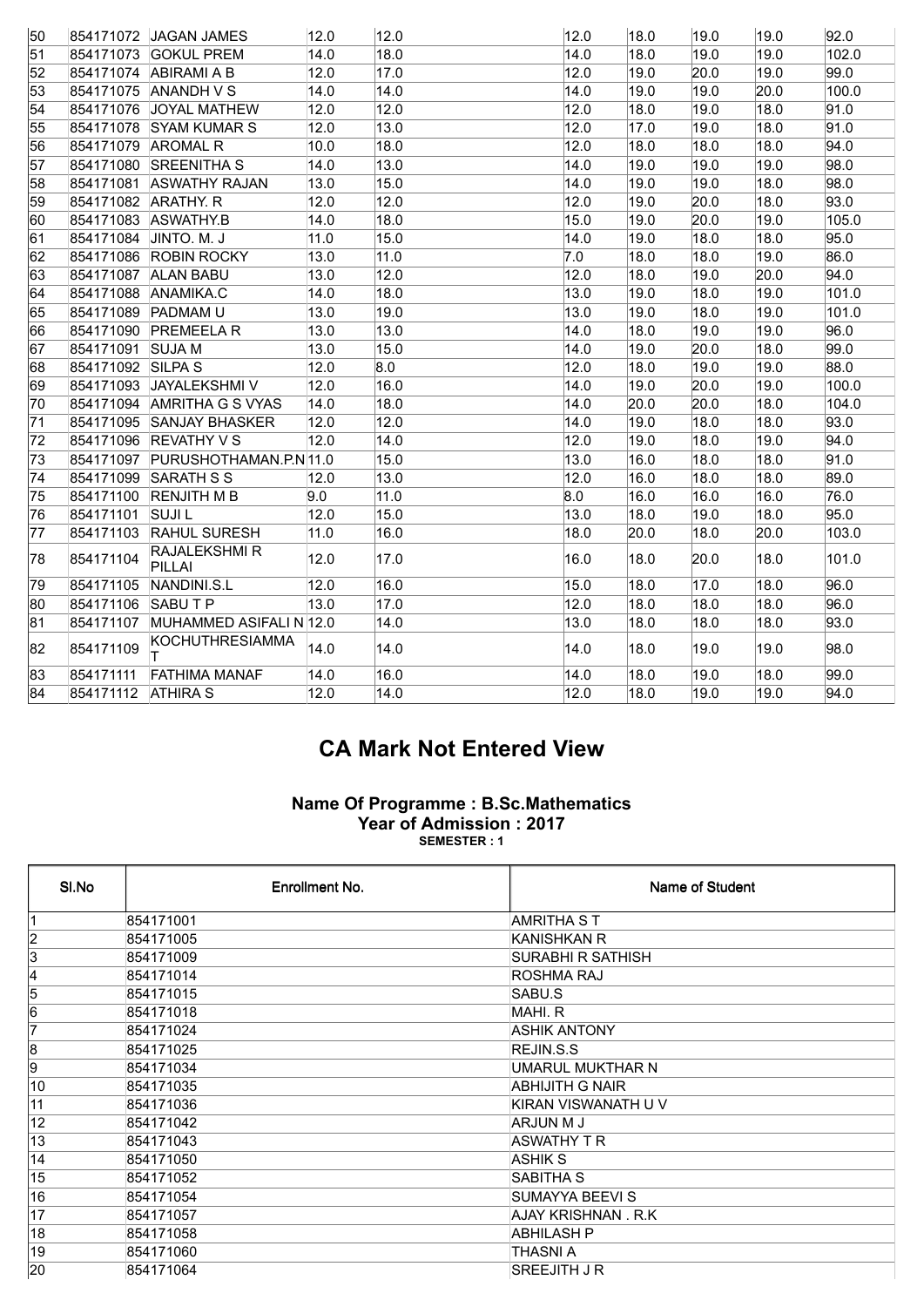| 50 | 854171072 | JAGAN JAMES | 12.0 | 12.0 | 12.0 | 18.0 | 19.0 | 19.0 | 92.0 |
|---|---|---|---|---|---|---|---|---|---|
| 51 | 854171073 | GOKUL PREM | 14.0 | 18.0 | 14.0 | 18.0 | 19.0 | 19.0 | 102.0 |
| 52 | 854171074 | ABIRAMI A B | 12.0 | 17.0 | 12.0 | 19.0 | 20.0 | 19.0 | 99.0 |
| 53 | 854171075 | ANANDH V S | 14.0 | 14.0 | 14.0 | 19.0 | 19.0 | 20.0 | 100.0 |
| 54 | 854171076 | JOYAL MATHEW | 12.0 | 12.0 | 12.0 | 18.0 | 19.0 | 18.0 | 91.0 |
| 55 | 854171078 | SYAM KUMAR S | 12.0 | 13.0 | 12.0 | 17.0 | 19.0 | 18.0 | 91.0 |
| 56 | 854171079 | AROMAL R | 10.0 | 18.0 | 12.0 | 18.0 | 18.0 | 18.0 | 94.0 |
| 57 | 854171080 | SREENITHA S | 14.0 | 13.0 | 14.0 | 19.0 | 19.0 | 19.0 | 98.0 |
| 58 | 854171081 | ASWATHY RAJAN | 13.0 | 15.0 | 14.0 | 19.0 | 19.0 | 18.0 | 98.0 |
| 59 | 854171082 | ARATHY. R | 12.0 | 12.0 | 12.0 | 19.0 | 20.0 | 18.0 | 93.0 |
| 60 | 854171083 | ASWATHY.B | 14.0 | 18.0 | 15.0 | 19.0 | 20.0 | 19.0 | 105.0 |
| 61 | 854171084 | JINTO. M. J | 11.0 | 15.0 | 14.0 | 19.0 | 18.0 | 18.0 | 95.0 |
| 62 | 854171086 | ROBIN ROCKY | 13.0 | 11.0 | 7.0 | 18.0 | 18.0 | 19.0 | 86.0 |
| 63 | 854171087 | ALAN BABU | 13.0 | 12.0 | 12.0 | 18.0 | 19.0 | 20.0 | 94.0 |
| 64 | 854171088 | ANAMIKA.C | 14.0 | 18.0 | 13.0 | 19.0 | 18.0 | 19.0 | 101.0 |
| 65 | 854171089 | PADMAM U | 13.0 | 19.0 | 13.0 | 19.0 | 18.0 | 19.0 | 101.0 |
| 66 | 854171090 | PREMEELA R | 13.0 | 13.0 | 14.0 | 18.0 | 19.0 | 19.0 | 96.0 |
| 67 | 854171091 | SUJA M | 13.0 | 15.0 | 14.0 | 19.0 | 20.0 | 18.0 | 99.0 |
| 68 | 854171092 | SILPA S | 12.0 | 8.0 | 12.0 | 18.0 | 19.0 | 19.0 | 88.0 |
| 69 | 854171093 | JAYALEKSHMI V | 12.0 | 16.0 | 14.0 | 19.0 | 20.0 | 19.0 | 100.0 |
| 70 | 854171094 | AMRITHA G S VYAS | 14.0 | 18.0 | 14.0 | 20.0 | 20.0 | 18.0 | 104.0 |
| 71 | 854171095 | SANJAY BHASKER | 12.0 | 12.0 | 14.0 | 19.0 | 18.0 | 18.0 | 93.0 |
| 72 | 854171096 | REVATHY V S | 12.0 | 14.0 | 12.0 | 19.0 | 18.0 | 19.0 | 94.0 |
| 73 | 854171097 | PURUSHOTHAMAN.P.N | 11.0 | 15.0 | 13.0 | 16.0 | 18.0 | 18.0 | 91.0 |
| 74 | 854171099 | SARATH S S | 12.0 | 13.0 | 12.0 | 16.0 | 18.0 | 18.0 | 89.0 |
| 75 | 854171100 | RENJITH M B | 9.0 | 11.0 | 8.0 | 16.0 | 16.0 | 16.0 | 76.0 |
| 76 | 854171101 | SUJI L | 12.0 | 15.0 | 13.0 | 18.0 | 19.0 | 18.0 | 95.0 |
| 77 | 854171103 | RAHUL SURESH | 11.0 | 16.0 | 18.0 | 20.0 | 18.0 | 20.0 | 103.0 |
| 78 | 854171104 | RAJALEKSHMI R PILLAI | 12.0 | 17.0 | 16.0 | 18.0 | 20.0 | 18.0 | 101.0 |
| 79 | 854171105 | NANDINI.S.L | 12.0 | 16.0 | 15.0 | 18.0 | 17.0 | 18.0 | 96.0 |
| 80 | 854171106 | SABU T P | 13.0 | 17.0 | 12.0 | 18.0 | 18.0 | 18.0 | 96.0 |
| 81 | 854171107 | MUHAMMED ASIFALI N | 12.0 | 14.0 | 13.0 | 18.0 | 18.0 | 18.0 | 93.0 |
| 82 | 854171109 | KOCHUTHRESIAMMA T | 14.0 | 14.0 | 14.0 | 18.0 | 19.0 | 19.0 | 98.0 |
| 83 | 854171111 | FATHIMA MANAF | 14.0 | 16.0 | 14.0 | 18.0 | 19.0 | 18.0 | 99.0 |
| 84 | 854171112 | ATHIRA S | 12.0 | 14.0 | 12.0 | 18.0 | 19.0 | 19.0 | 94.0 |

# CA Mark Not Entered View

**Name Of Programme : B.Sc.Mathematics**
**Year of Admission : 2017**
**SEMESTER : 1**

| Sl.No | Enrollment No. | Name of Student |
|---|---|---|
| 1 | 854171001 | AMRITHA S T |
| 2 | 854171005 | KANISHKAN R |
| 3 | 854171009 | SURABHI R SATHISH |
| 4 | 854171014 | ROSHMA RAJ |
| 5 | 854171015 | SABU.S |
| 6 | 854171018 | MAHI. R |
| 7 | 854171024 | ASHIK ANTONY |
| 8 | 854171025 | REJIN.S.S |
| 9 | 854171034 | UMARUL MUKTHAR N |
| 10 | 854171035 | ABHIJITH G NAIR |
| 11 | 854171036 | KIRAN VISWANATH U V |
| 12 | 854171042 | ARJUN M J |
| 13 | 854171043 | ASWATHY T R |
| 14 | 854171050 | ASHIK S |
| 15 | 854171052 | SABITHA S |
| 16 | 854171054 | SUMAYYA BEEVI S |
| 17 | 854171057 | AJAY KRISHNAN . R.K |
| 18 | 854171058 | ABHILASH P |
| 19 | 854171060 | THASNI A |
| 20 | 854171064 | SREEJITH J R |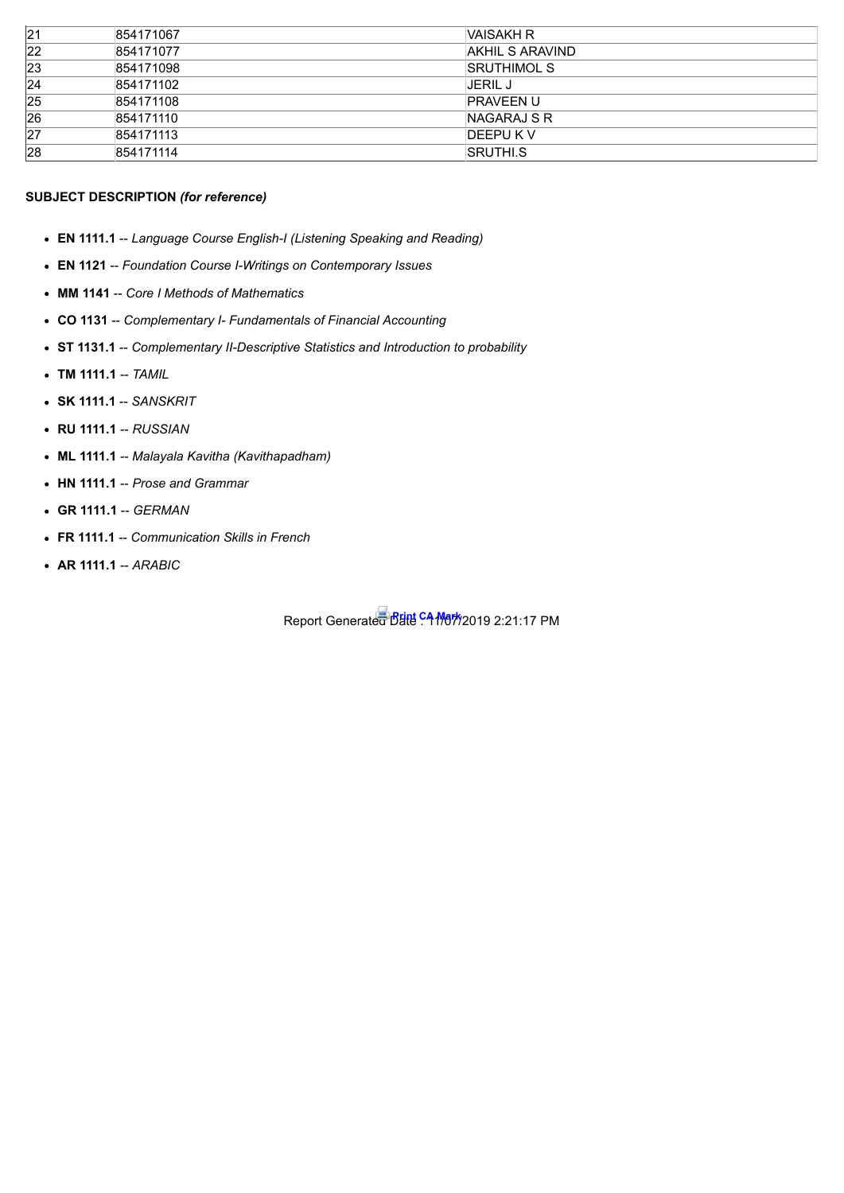| | | |
|---|---|---|
| 21 | 854171067 | VAISAKH R |
| 22 | 854171077 | AKHIL S ARAVIND |
| 23 | 854171098 | SRUTHIMOL S |
| 24 | 854171102 | JERIL J |
| 25 | 854171108 | PRAVEEN U |
| 26 | 854171110 | NAGARAJ S R |
| 27 | 854171113 | DEEPU K V |
| 28 | 854171114 | SRUTHI.S |

**SUBJECT DESCRIPTION** ***(for reference)***

- **EN 1111.1** -- *Language Course English-I (Listening Speaking and Reading)*
- **EN 1121** -- *Foundation Course I-Writings on Contemporary Issues*
- **MM 1141** -- *Core I Methods of Mathematics*
- **CO 1131** -- *Complementary I- Fundamentals of Financial Accounting*
- **ST 1131.1** -- *Complementary II-Descriptive Statistics and Introduction to probability*
- **TM 1111.1** -- *TAMIL*
- **SK 1111.1** -- *SANSKRIT*
- **RU 1111.1** -- *RUSSIAN*
- **ML 1111.1** -- *Malayala Kavitha (Kavithapadham)*
- **HN 1111.1** -- *Prose and Grammar*
- **GR 1111.1** -- *GERMAN*
- **FR 1111.1** -- *Communication Skills in French*
- **AR 1111.1** -- *ARABIC*

Print CA Mark

Report Generated Date : 11/07/2019 2:21:17 PM